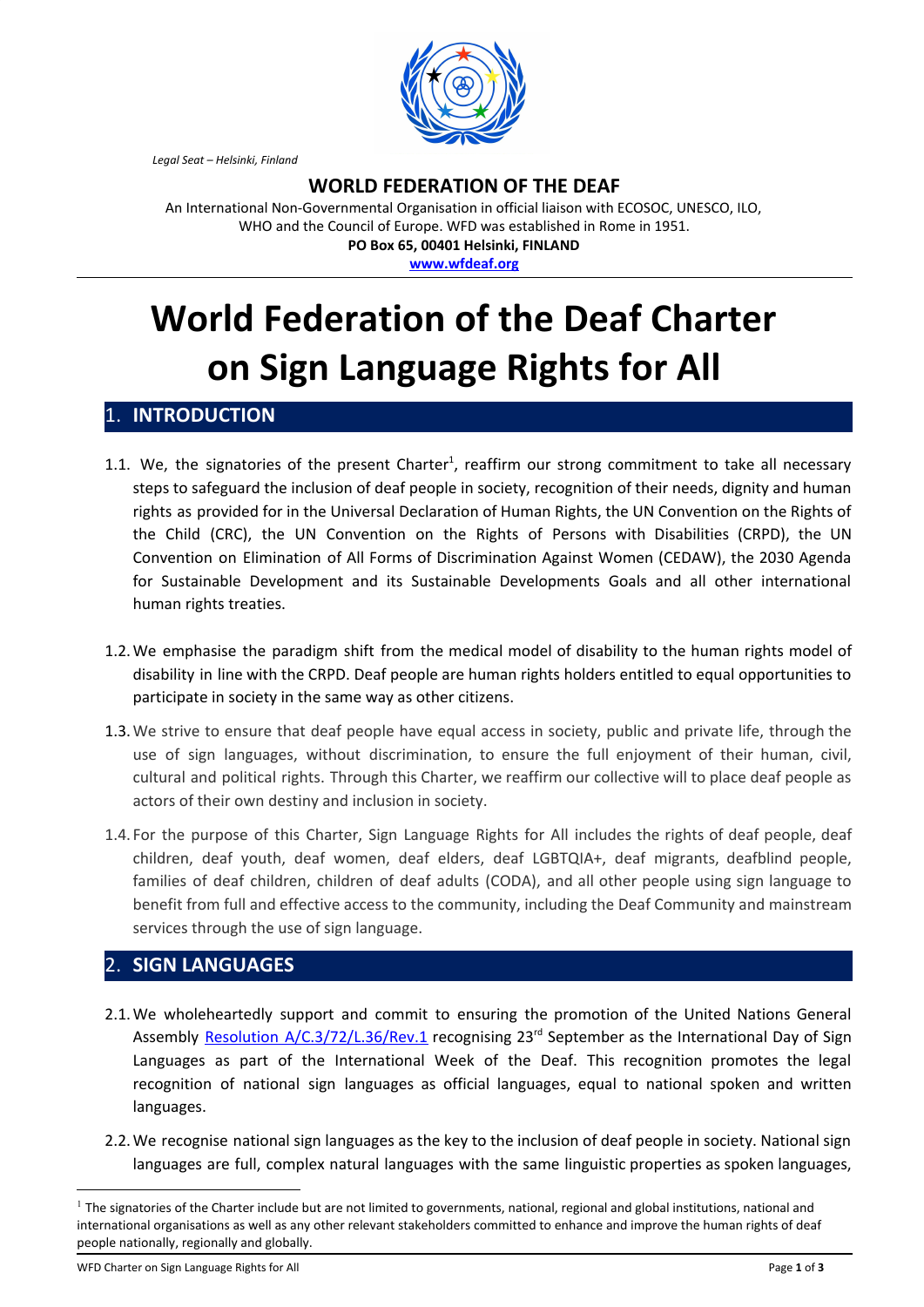*Legal Seat – Helsinki, Finland*

**WORLD FEDERATION OF THE DEAF**

An International Non-Governmental Organisation in official liaison with ECOSOC, UNESCO, ILO, WHO and the Council of Europe. WFD was established in Rome in 1951.

**PO Box 65, 00401 Helsinki, FINLAND**

**www.wfdeaf.org**

# World Federation of the Deaf Charter on Sign Language Rights for All

## 1. INTRODUCTION

1.1. We, the signatories of the present Charter[1], reaffirm our strong commitment to take all necessary steps to safeguard the inclusion of deaf people in society, recognition of their needs, dignity and human rights as provided for in the Universal Declaration of Human Rights, the UN Convention on the Rights of the Child (CRC), the UN Convention on the Rights of Persons with Disabilities (CRPD), the UN Convention on Elimination of All Forms of Discrimination Against Women (CEDAW), the 2030 Agenda for Sustainable Development and its Sustainable Developments Goals and all other international human rights treaties.

1.2. We emphasise the paradigm shift from the medical model of disability to the human rights model of disability in line with the CRPD. Deaf people are human rights holders entitled to equal opportunities to participate in society in the same way as other citizens.

1.3. We strive to ensure that deaf people have equal access in society, public and private life, through the use of sign languages, without discrimination, to ensure the full enjoyment of their human, civil, cultural and political rights. Through this Charter, we reaffirm our collective will to place deaf people as actors of their own destiny and inclusion in society.

1.4. For the purpose of this Charter, Sign Language Rights for All includes the rights of deaf people, deaf children, deaf youth, deaf women, deaf elders, deaf LGBTQIA+, deaf migrants, deafblind people, families of deaf children, children of deaf adults (CODA), and all other people using sign language to benefit from full and effective access to the community, including the Deaf Community and mainstream services through the use of sign language.

## 2. SIGN LANGUAGES

2.1. We wholeheartedly support and commit to ensuring the promotion of the United Nations General Assembly Resolution A/C.3/72/L.36/Rev.1 recognising 23rd September as the International Day of Sign Languages as part of the International Week of the Deaf. This recognition promotes the legal recognition of national sign languages as official languages, equal to national spoken and written languages.

2.2. We recognise national sign languages as the key to the inclusion of deaf people in society. National sign languages are full, complex natural languages with the same linguistic properties as spoken languages,

---

[1] The signatories of the Charter include but are not limited to governments, national, regional and global institutions, national and international organisations as well as any other relevant stakeholders committed to enhance and improve the human rights of deaf people nationally, regionally and globally.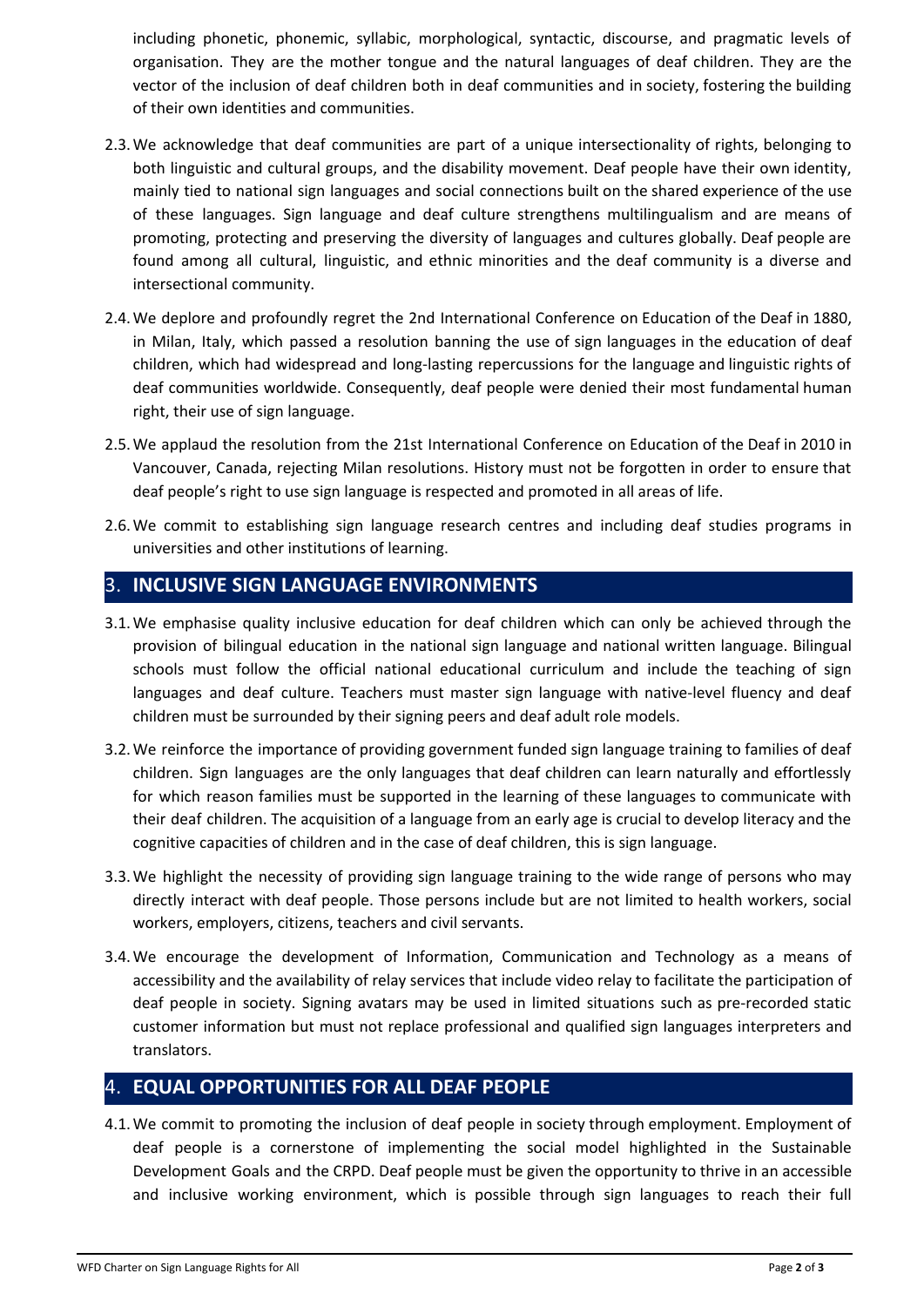including phonetic, phonemic, syllabic, morphological, syntactic, discourse, and pragmatic levels of organisation. They are the mother tongue and the natural languages of deaf children. They are the vector of the inclusion of deaf children both in deaf communities and in society, fostering the building of their own identities and communities.

2.3. We acknowledge that deaf communities are part of a unique intersectionality of rights, belonging to both linguistic and cultural groups, and the disability movement. Deaf people have their own identity, mainly tied to national sign languages and social connections built on the shared experience of the use of these languages. Sign language and deaf culture strengthens multilingualism and are means of promoting, protecting and preserving the diversity of languages and cultures globally. Deaf people are found among all cultural, linguistic, and ethnic minorities and the deaf community is a diverse and intersectional community.

2.4. We deplore and profoundly regret the 2nd International Conference on Education of the Deaf in 1880, in Milan, Italy, which passed a resolution banning the use of sign languages in the education of deaf children, which had widespread and long-lasting repercussions for the language and linguistic rights of deaf communities worldwide. Consequently, deaf people were denied their most fundamental human right, their use of sign language.

2.5. We applaud the resolution from the 21st International Conference on Education of the Deaf in 2010 in Vancouver, Canada, rejecting Milan resolutions. History must not be forgotten in order to ensure that deaf people's right to use sign language is respected and promoted in all areas of life.

2.6. We commit to establishing sign language research centres and including deaf studies programs in universities and other institutions of learning.

## 3. INCLUSIVE SIGN LANGUAGE ENVIRONMENTS

3.1. We emphasise quality inclusive education for deaf children which can only be achieved through the provision of bilingual education in the national sign language and national written language. Bilingual schools must follow the official national educational curriculum and include the teaching of sign languages and deaf culture. Teachers must master sign language with native-level fluency and deaf children must be surrounded by their signing peers and deaf adult role models.

3.2. We reinforce the importance of providing government funded sign language training to families of deaf children. Sign languages are the only languages that deaf children can learn naturally and effortlessly for which reason families must be supported in the learning of these languages to communicate with their deaf children. The acquisition of a language from an early age is crucial to develop literacy and the cognitive capacities of children and in the case of deaf children, this is sign language.

3.3. We highlight the necessity of providing sign language training to the wide range of persons who may directly interact with deaf people. Those persons include but are not limited to health workers, social workers, employers, citizens, teachers and civil servants.

3.4. We encourage the development of Information, Communication and Technology as a means of accessibility and the availability of relay services that include video relay to facilitate the participation of deaf people in society. Signing avatars may be used in limited situations such as pre-recorded static customer information but must not replace professional and qualified sign languages interpreters and translators.

## 4. EQUAL OPPORTUNITIES FOR ALL DEAF PEOPLE

4.1. We commit to promoting the inclusion of deaf people in society through employment. Employment of deaf people is a cornerstone of implementing the social model highlighted in the Sustainable Development Goals and the CRPD. Deaf people must be given the opportunity to thrive in an accessible and inclusive working environment, which is possible through sign languages to reach their full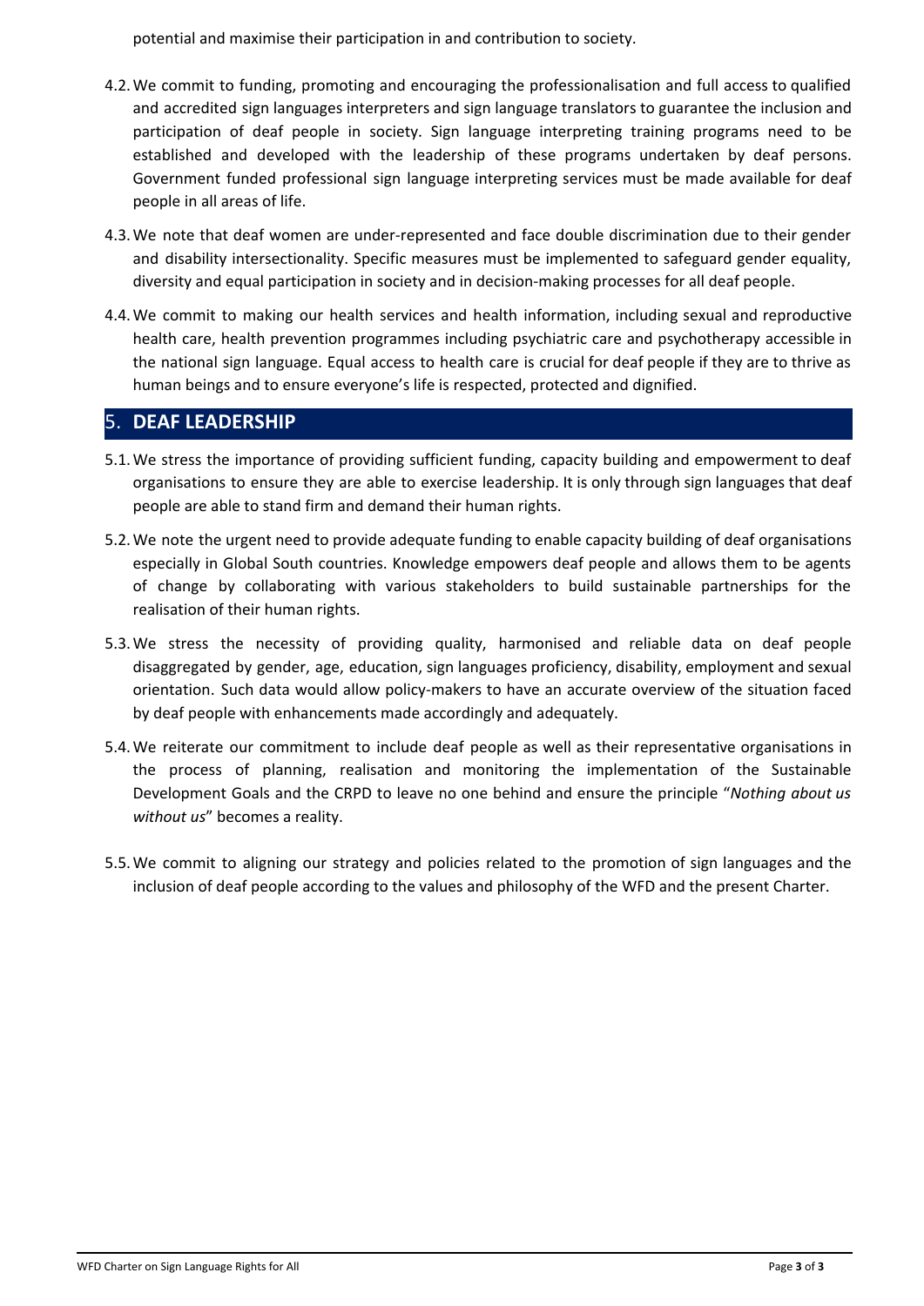potential and maximise their participation in and contribution to society.

4.2. We commit to funding, promoting and encouraging the professionalisation and full access to qualified and accredited sign languages interpreters and sign language translators to guarantee the inclusion and participation of deaf people in society. Sign language interpreting training programs need to be established and developed with the leadership of these programs undertaken by deaf persons. Government funded professional sign language interpreting services must be made available for deaf people in all areas of life.

4.3. We note that deaf women are under-represented and face double discrimination due to their gender and disability intersectionality. Specific measures must be implemented to safeguard gender equality, diversity and equal participation in society and in decision-making processes for all deaf people.

4.4. We commit to making our health services and health information, including sexual and reproductive health care, health prevention programmes including psychiatric care and psychotherapy accessible in the national sign language. Equal access to health care is crucial for deaf people if they are to thrive as human beings and to ensure everyone's life is respected, protected and dignified.

## 5. DEAF LEADERSHIP

5.1. We stress the importance of providing sufficient funding, capacity building and empowerment to deaf organisations to ensure they are able to exercise leadership. It is only through sign languages that deaf people are able to stand firm and demand their human rights.

5.2. We note the urgent need to provide adequate funding to enable capacity building of deaf organisations especially in Global South countries. Knowledge empowers deaf people and allows them to be agents of change by collaborating with various stakeholders to build sustainable partnerships for the realisation of their human rights.

5.3. We stress the necessity of providing quality, harmonised and reliable data on deaf people disaggregated by gender, age, education, sign languages proficiency, disability, employment and sexual orientation. Such data would allow policy-makers to have an accurate overview of the situation faced by deaf people with enhancements made accordingly and adequately.

5.4. We reiterate our commitment to include deaf people as well as their representative organisations in the process of planning, realisation and monitoring the implementation of the Sustainable Development Goals and the CRPD to leave no one behind and ensure the principle "*Nothing about us without us*" becomes a reality.

5.5. We commit to aligning our strategy and policies related to the promotion of sign languages and the inclusion of deaf people according to the values and philosophy of the WFD and the present Charter.